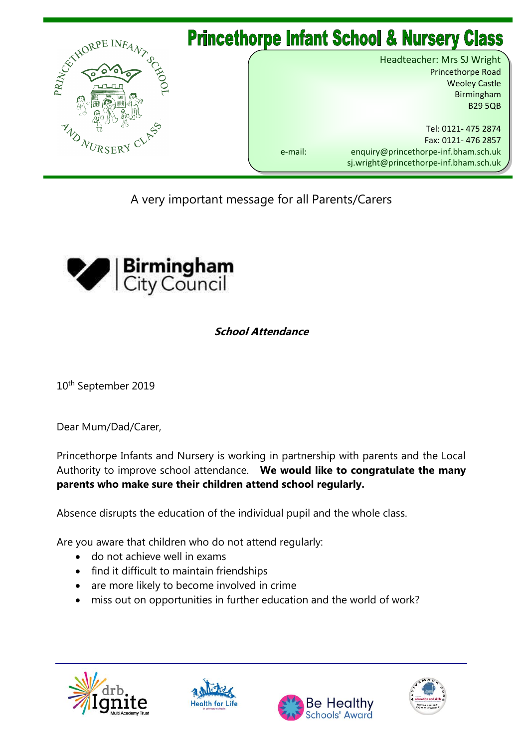# Princethorpe Infant School & Nursery Class

Headteacher: Mrs SJ Wright
Princethorpe Road
Weoley Castle
Birmingham
B29 5QB

Tel: 0121- 475 2874
Fax: 0121- 476 2857
e-mail: enquiry@princethorpe-inf.bham.sch.uk
sj.wright@princethorpe-inf.bham.sch.uk

A very important message for all Parents/Carers

Birmingham City Council

***School Attendance***

10th September 2019

Dear Mum/Dad/Carer,

Princethorpe Infants and Nursery is working in partnership with parents and the Local Authority to improve school attendance. **We would like to congratulate the many parents who make sure their children attend school regularly.**

Absence disrupts the education of the individual pupil and the whole class.

Are you aware that children who do not attend regularly:

- do not achieve well in exams
- find it difficult to maintain friendships
- are more likely to become involved in crime
- miss out on opportunities in further education and the world of work?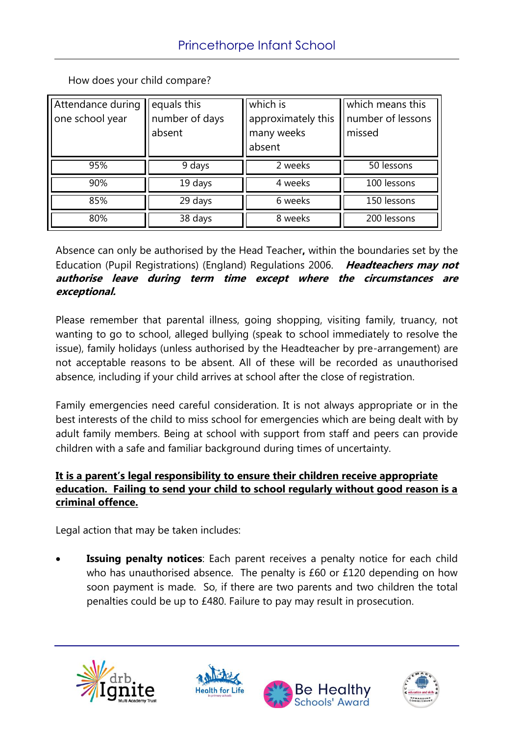How does your child compare?

| Attendance during one school year | equals this number of days absent | which is approximately this many weeks absent | which means this number of lessons missed |
|---|---|---|---|
| 95% | 9 days | 2 weeks | 50 lessons |
| 90% | 19 days | 4 weeks | 100 lessons |
| 85% | 29 days | 6 weeks | 150 lessons |
| 80% | 38 days | 8 weeks | 200 lessons |

Absence can only be authorised by the Head Teacher**,** within the boundaries set by the Education (Pupil Registrations) (England) Regulations 2006. ***Headteachers may not authorise leave during term time except where the circumstances are exceptional.***

Please remember that parental illness, going shopping, visiting family, truancy, not wanting to go to school, alleged bullying (speak to school immediately to resolve the issue), family holidays (unless authorised by the Headteacher by pre-arrangement) are not acceptable reasons to be absent. All of these will be recorded as unauthorised absence, including if your child arrives at school after the close of registration.

Family emergencies need careful consideration. It is not always appropriate or in the best interests of the child to miss school for emergencies which are being dealt with by adult family members. Being at school with support from staff and peers can provide children with a safe and familiar background during times of uncertainty.

**<u>It is a parent's legal responsibility to ensure their children receive appropriate education. Failing to send your child to school regularly without good reason is a criminal offence.</u>**

Legal action that may be taken includes:

- **Issuing penalty notices**: Each parent receives a penalty notice for each child who has unauthorised absence. The penalty is £60 or £120 depending on how soon payment is made. So, if there are two parents and two children the total penalties could be up to £480. Failure to pay may result in prosecution.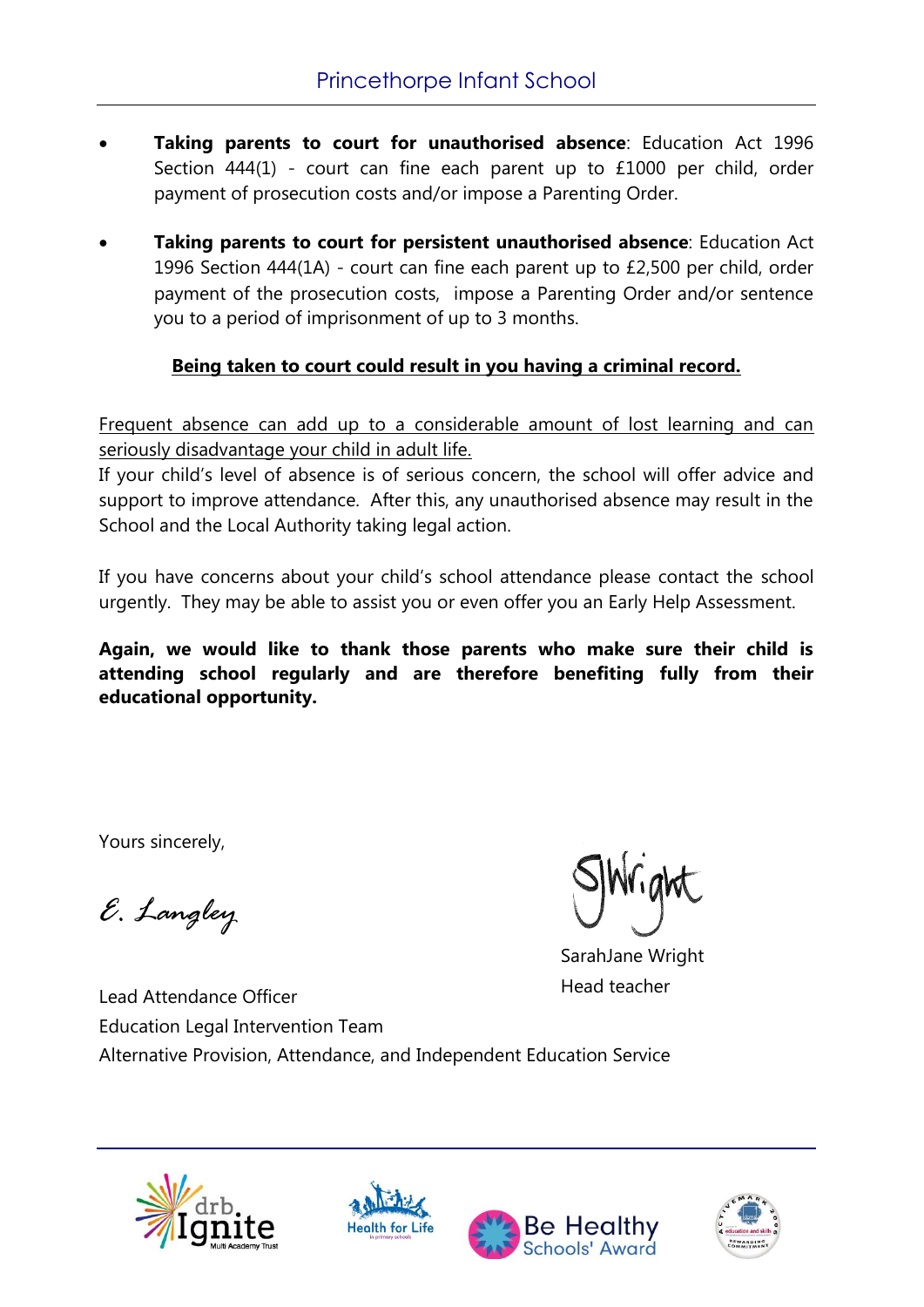- **Taking parents to court for unauthorised absence**: Education Act 1996 Section 444(1) - court can fine each parent up to £1000 per child, order payment of prosecution costs and/or impose a Parenting Order.
- **Taking parents to court for persistent unauthorised absence**: Education Act 1996 Section 444(1A) - court can fine each parent up to £2,500 per child, order payment of the prosecution costs, impose a Parenting Order and/or sentence you to a period of imprisonment of up to 3 months.

**Being taken to court could result in you having a criminal record.**

Frequent absence can add up to a considerable amount of lost learning and can seriously disadvantage your child in adult life.
If your child's level of absence is of serious concern, the school will offer advice and support to improve attendance. After this, any unauthorised absence may result in the School and the Local Authority taking legal action.

If you have concerns about your child's school attendance please contact the school urgently. They may be able to assist you or even offer you an Early Help Assessment.

**Again, we would like to thank those parents who make sure their child is attending school regularly and are therefore benefiting fully from their educational opportunity.**

Yours sincerely,

E. Langley

Lead Attendance Officer
Education Legal Intervention Team
Alternative Provision, Attendance, and Independent Education Service

SJWright

SarahJane Wright
Head teacher